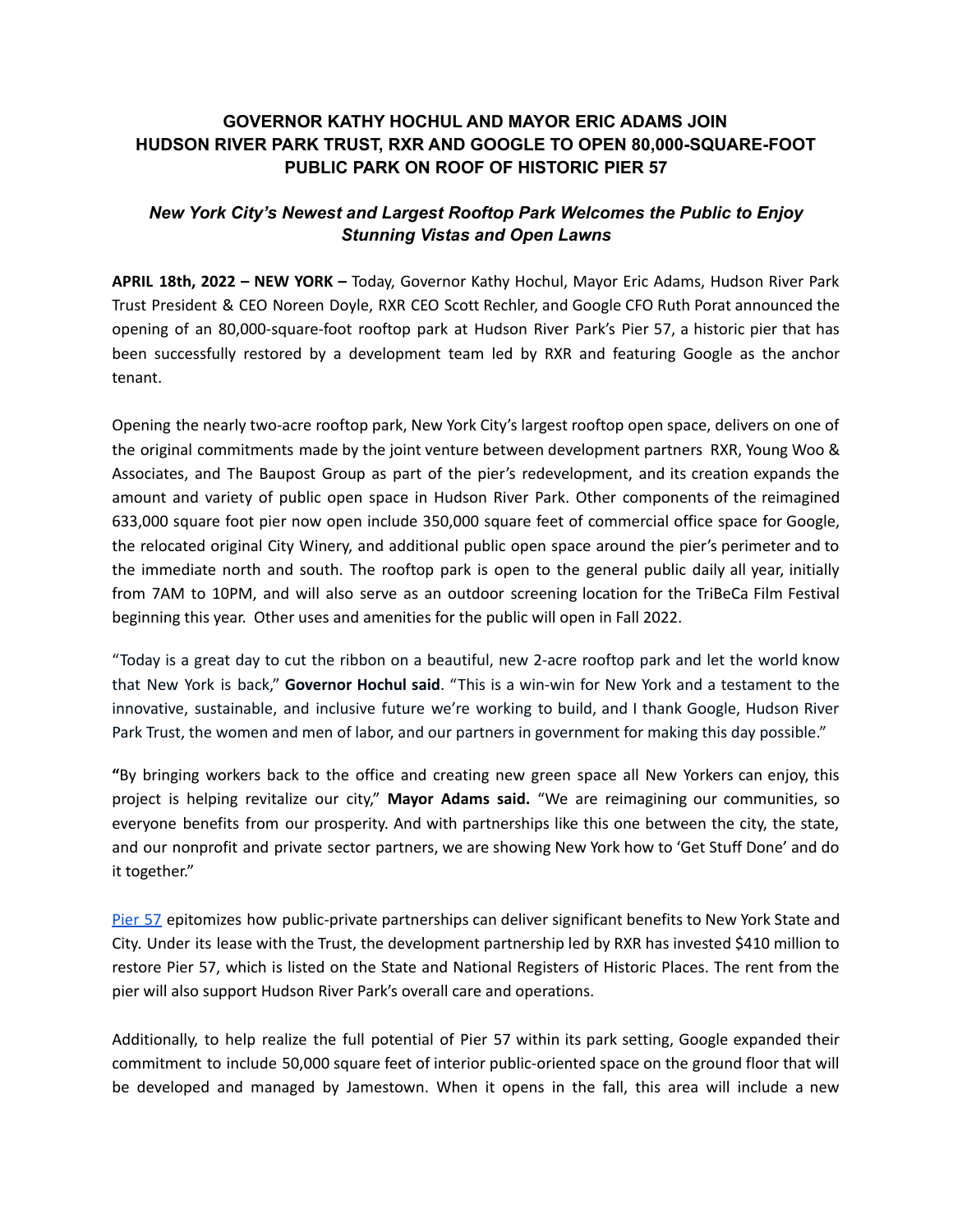# GOVERNOR KATHY HOCHUL AND MAYOR ERIC ADAMS JOIN HUDSON RIVER PARK TRUST, RXR AND GOOGLE TO OPEN 80,000-SQUARE-FOOT PUBLIC PARK ON ROOF OF HISTORIC PIER 57

## *New York City's Newest and Largest Rooftop Park Welcomes the Public to Enjoy Stunning Vistas and Open Lawns*

**APRIL 18th, 2022 – NEW YORK –** Today, Governor Kathy Hochul, Mayor Eric Adams, Hudson River Park Trust President & CEO Noreen Doyle, RXR CEO Scott Rechler, and Google CFO Ruth Porat announced the opening of an 80,000-square-foot rooftop park at Hudson River Park's Pier 57, a historic pier that has been successfully restored by a development team led by RXR and featuring Google as the anchor tenant.

Opening the nearly two-acre rooftop park, New York City's largest rooftop open space, delivers on one of the original commitments made by the joint venture between development partners RXR, Young Woo & Associates, and The Baupost Group as part of the pier's redevelopment, and its creation expands the amount and variety of public open space in Hudson River Park. Other components of the reimagined 633,000 square foot pier now open include 350,000 square feet of commercial office space for Google, the relocated original City Winery, and additional public open space around the pier's perimeter and to the immediate north and south. The rooftop park is open to the general public daily all year, initially from 7AM to 10PM, and will also serve as an outdoor screening location for the TriBeCa Film Festival beginning this year. Other uses and amenities for the public will open in Fall 2022.

"Today is a great day to cut the ribbon on a beautiful, new 2-acre rooftop park and let the world know that New York is back," **Governor Hochul said**. "This is a win-win for New York and a testament to the innovative, sustainable, and inclusive future we're working to build, and I thank Google, Hudson River Park Trust, the women and men of labor, and our partners in government for making this day possible."

**"**By bringing workers back to the office and creating new green space all New Yorkers can enjoy, this project is helping revitalize our city," **Mayor Adams said.** "We are reimagining our communities, so everyone benefits from our prosperity. And with partnerships like this one between the city, the state, and our nonprofit and private sector partners, we are showing New York how to 'Get Stuff Done' and do it together."

Pier 57 epitomizes how public-private partnerships can deliver significant benefits to New York State and City. Under its lease with the Trust, the development partnership led by RXR has invested $410 million to restore Pier 57, which is listed on the State and National Registers of Historic Places. The rent from the pier will also support Hudson River Park's overall care and operations.

Additionally, to help realize the full potential of Pier 57 within its park setting, Google expanded their commitment to include 50,000 square feet of interior public-oriented space on the ground floor that will be developed and managed by Jamestown. When it opens in the fall, this area will include a new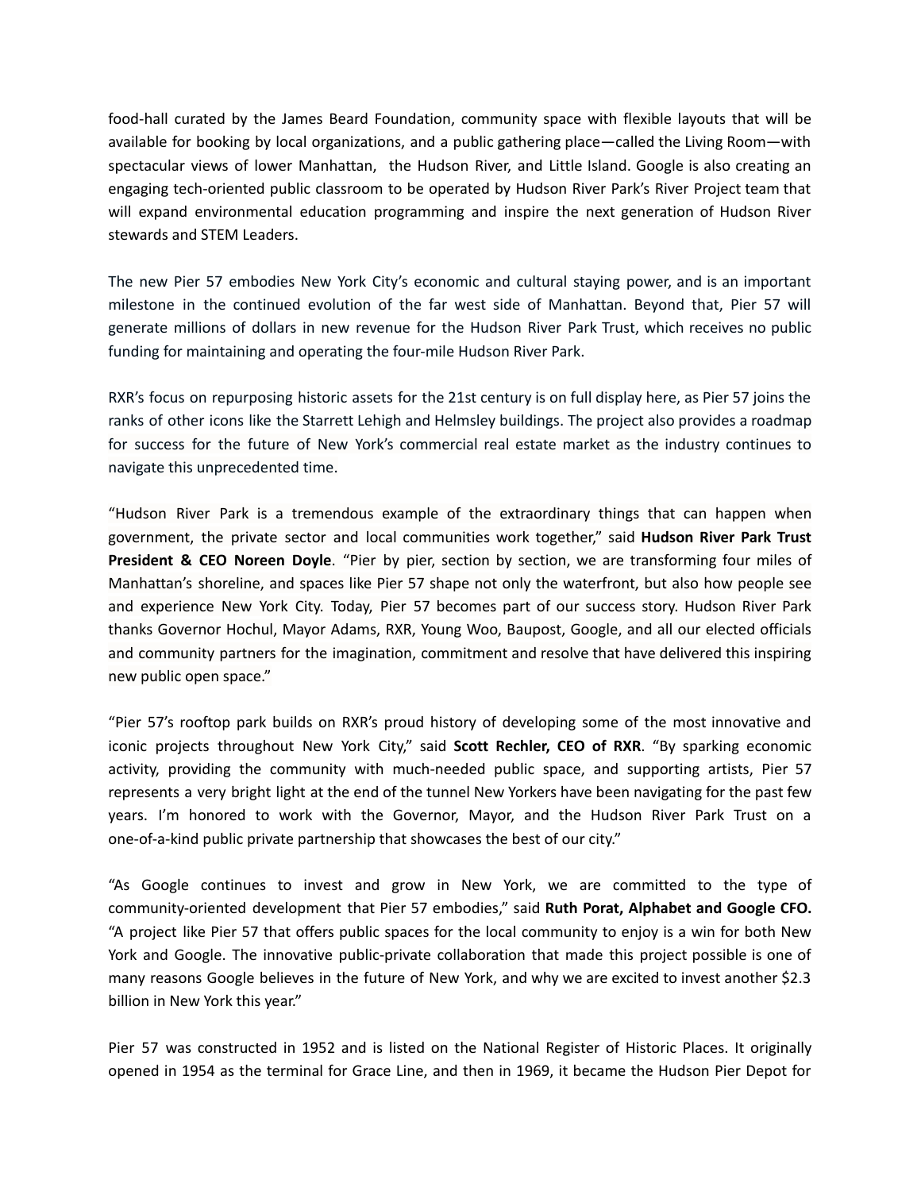food-hall curated by the James Beard Foundation, community space with flexible layouts that will be available for booking by local organizations, and a public gathering place—called the Living Room—with spectacular views of lower Manhattan, the Hudson River, and Little Island. Google is also creating an engaging tech-oriented public classroom to be operated by Hudson River Park's River Project team that will expand environmental education programming and inspire the next generation of Hudson River stewards and STEM Leaders.

The new Pier 57 embodies New York City's economic and cultural staying power, and is an important milestone in the continued evolution of the far west side of Manhattan. Beyond that, Pier 57 will generate millions of dollars in new revenue for the Hudson River Park Trust, which receives no public funding for maintaining and operating the four-mile Hudson River Park.

RXR's focus on repurposing historic assets for the 21st century is on full display here, as Pier 57 joins the ranks of other icons like the Starrett Lehigh and Helmsley buildings. The project also provides a roadmap for success for the future of New York's commercial real estate market as the industry continues to navigate this unprecedented time.

"Hudson River Park is a tremendous example of the extraordinary things that can happen when government, the private sector and local communities work together," said **Hudson River Park Trust President & CEO Noreen Doyle**. "Pier by pier, section by section, we are transforming four miles of Manhattan's shoreline, and spaces like Pier 57 shape not only the waterfront, but also how people see and experience New York City. Today, Pier 57 becomes part of our success story. Hudson River Park thanks Governor Hochul, Mayor Adams, RXR, Young Woo, Baupost, Google, and all our elected officials and community partners for the imagination, commitment and resolve that have delivered this inspiring new public open space."

"Pier 57's rooftop park builds on RXR's proud history of developing some of the most innovative and iconic projects throughout New York City," said **Scott Rechler, CEO of RXR**. "By sparking economic activity, providing the community with much-needed public space, and supporting artists, Pier 57 represents a very bright light at the end of the tunnel New Yorkers have been navigating for the past few years. I'm honored to work with the Governor, Mayor, and the Hudson River Park Trust on a one-of-a-kind public private partnership that showcases the best of our city."

"As Google continues to invest and grow in New York, we are committed to the type of community-oriented development that Pier 57 embodies," said **Ruth Porat, Alphabet and Google CFO.** "A project like Pier 57 that offers public spaces for the local community to enjoy is a win for both New York and Google. The innovative public-private collaboration that made this project possible is one of many reasons Google believes in the future of New York, and why we are excited to invest another $2.3 billion in New York this year."

Pier 57 was constructed in 1952 and is listed on the National Register of Historic Places. It originally opened in 1954 as the terminal for Grace Line, and then in 1969, it became the Hudson Pier Depot for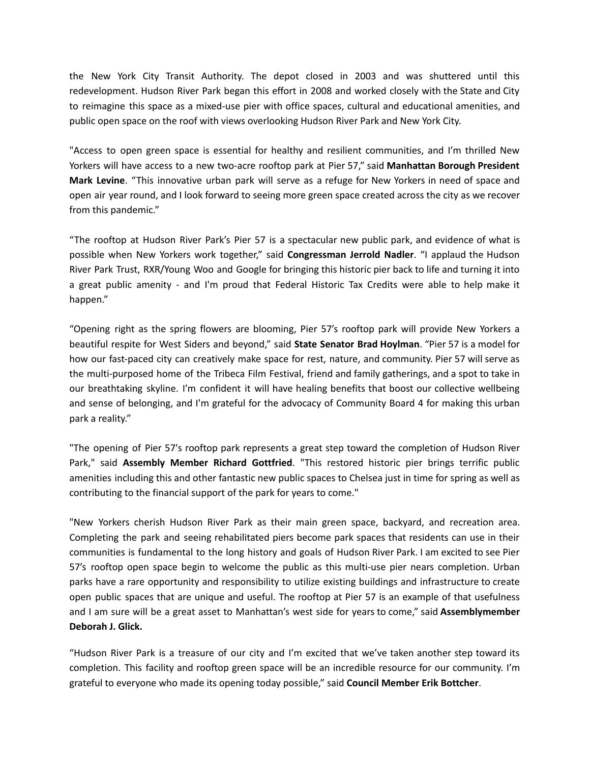the New York City Transit Authority. The depot closed in 2003 and was shuttered until this redevelopment. Hudson River Park began this effort in 2008 and worked closely with the State and City to reimagine this space as a mixed-use pier with office spaces, cultural and educational amenities, and public open space on the roof with views overlooking Hudson River Park and New York City.

"Access to open green space is essential for healthy and resilient communities, and I'm thrilled New Yorkers will have access to a new two-acre rooftop park at Pier 57," said **Manhattan Borough President Mark Levine**. "This innovative urban park will serve as a refuge for New Yorkers in need of space and open air year round, and I look forward to seeing more green space created across the city as we recover from this pandemic."

"The rooftop at Hudson River Park's Pier 57 is a spectacular new public park, and evidence of what is possible when New Yorkers work together," said **Congressman Jerrold Nadler**. "I applaud the Hudson River Park Trust, RXR/Young Woo and Google for bringing this historic pier back to life and turning it into a great public amenity - and I'm proud that Federal Historic Tax Credits were able to help make it happen."

"Opening right as the spring flowers are blooming, Pier 57's rooftop park will provide New Yorkers a beautiful respite for West Siders and beyond," said **State Senator Brad Hoylman**. "Pier 57 is a model for how our fast-paced city can creatively make space for rest, nature, and community. Pier 57 will serve as the multi-purposed home of the Tribeca Film Festival, friend and family gatherings, and a spot to take in our breathtaking skyline. I'm confident it will have healing benefits that boost our collective wellbeing and sense of belonging, and I'm grateful for the advocacy of Community Board 4 for making this urban park a reality."

"The opening of Pier 57's rooftop park represents a great step toward the completion of Hudson River Park," said **Assembly Member Richard Gottfried**. "This restored historic pier brings terrific public amenities including this and other fantastic new public spaces to Chelsea just in time for spring as well as contributing to the financial support of the park for years to come."

"New Yorkers cherish Hudson River Park as their main green space, backyard, and recreation area. Completing the park and seeing rehabilitated piers become park spaces that residents can use in their communities is fundamental to the long history and goals of Hudson River Park. I am excited to see Pier 57's rooftop open space begin to welcome the public as this multi-use pier nears completion. Urban parks have a rare opportunity and responsibility to utilize existing buildings and infrastructure to create open public spaces that are unique and useful. The rooftop at Pier 57 is an example of that usefulness and I am sure will be a great asset to Manhattan's west side for years to come," said **Assemblymember Deborah J. Glick.**

"Hudson River Park is a treasure of our city and I'm excited that we've taken another step toward its completion. This facility and rooftop green space will be an incredible resource for our community. I'm grateful to everyone who made its opening today possible," said **Council Member Erik Bottcher**.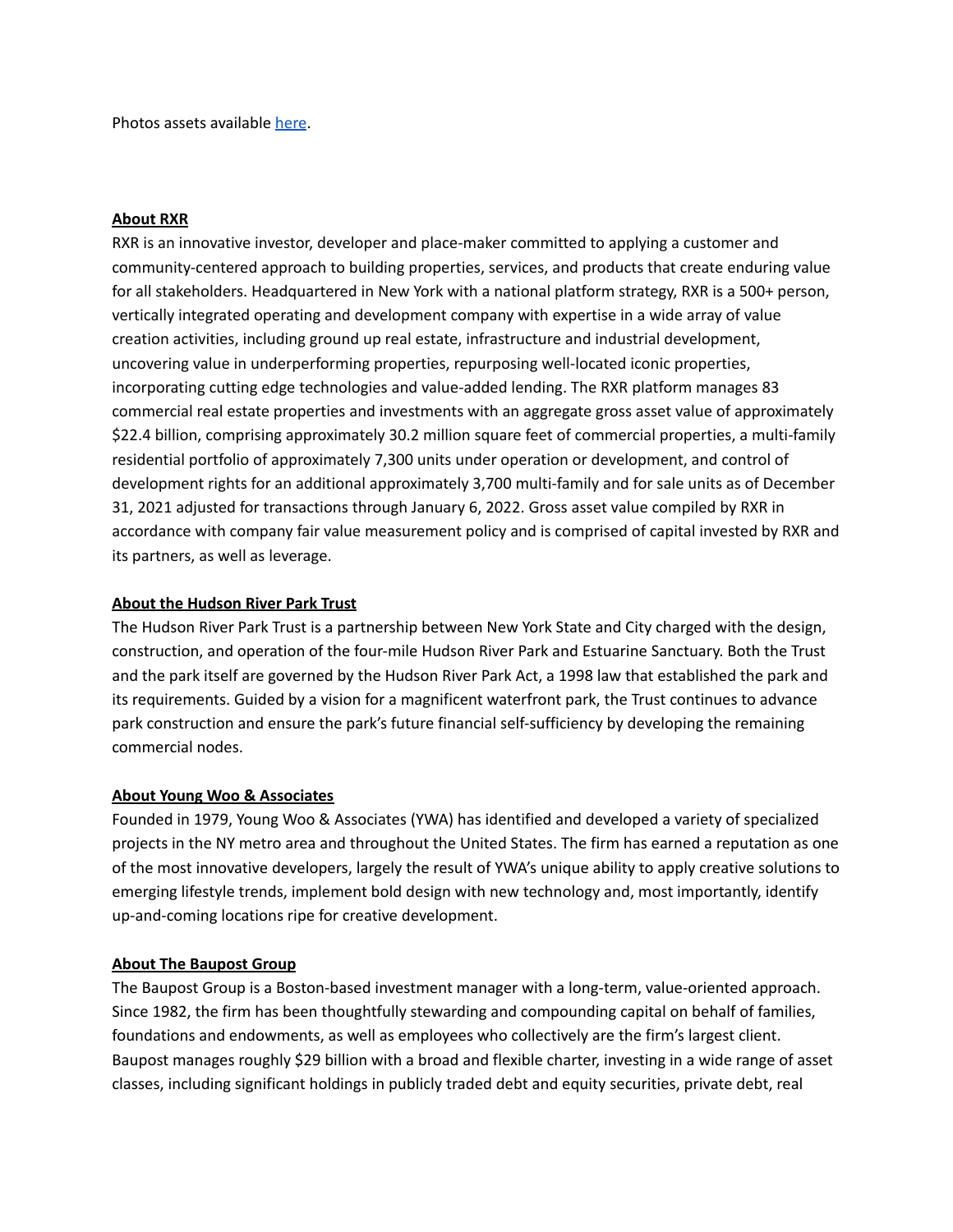Photos assets available [here](#).

**About RXR**

RXR is an innovative investor, developer and place-maker committed to applying a customer and community-centered approach to building properties, services, and products that create enduring value for all stakeholders. Headquartered in New York with a national platform strategy, RXR is a 500+ person, vertically integrated operating and development company with expertise in a wide array of value creation activities, including ground up real estate, infrastructure and industrial development, uncovering value in underperforming properties, repurposing well-located iconic properties, incorporating cutting edge technologies and value-added lending. The RXR platform manages 83 commercial real estate properties and investments with an aggregate gross asset value of approximately $22.4 billion, comprising approximately 30.2 million square feet of commercial properties, a multi-family residential portfolio of approximately 7,300 units under operation or development, and control of development rights for an additional approximately 3,700 multi-family and for sale units as of December 31, 2021 adjusted for transactions through January 6, 2022. Gross asset value compiled by RXR in accordance with company fair value measurement policy and is comprised of capital invested by RXR and its partners, as well as leverage.

**About the Hudson River Park Trust**

The Hudson River Park Trust is a partnership between New York State and City charged with the design, construction, and operation of the four-mile Hudson River Park and Estuarine Sanctuary. Both the Trust and the park itself are governed by the Hudson River Park Act, a 1998 law that established the park and its requirements. Guided by a vision for a magnificent waterfront park, the Trust continues to advance park construction and ensure the park's future financial self-sufficiency by developing the remaining commercial nodes.

**About Young Woo & Associates**

Founded in 1979, Young Woo & Associates (YWA) has identified and developed a variety of specialized projects in the NY metro area and throughout the United States. The firm has earned a reputation as one of the most innovative developers, largely the result of YWA's unique ability to apply creative solutions to emerging lifestyle trends, implement bold design with new technology and, most importantly, identify up-and-coming locations ripe for creative development.

**About The Baupost Group**

The Baupost Group is a Boston-based investment manager with a long-term, value-oriented approach. Since 1982, the firm has been thoughtfully stewarding and compounding capital on behalf of families, foundations and endowments, as well as employees who collectively are the firm's largest client. Baupost manages roughly $29 billion with a broad and flexible charter, investing in a wide range of asset classes, including significant holdings in publicly traded debt and equity securities, private debt, real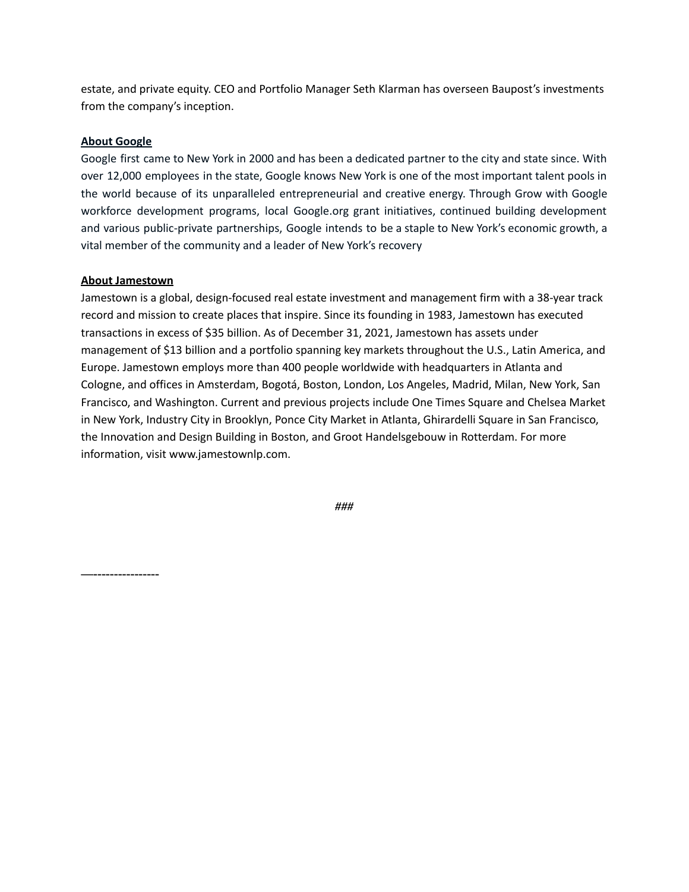estate, and private equity. CEO and Portfolio Manager Seth Klarman has overseen Baupost's investments from the company's inception.

**About Google**

Google first came to New York in 2000 and has been a dedicated partner to the city and state since. With over 12,000 employees in the state, Google knows New York is one of the most important talent pools in the world because of its unparalleled entrepreneurial and creative energy. Through Grow with Google workforce development programs, local Google.org grant initiatives, continued building development and various public-private partnerships, Google intends to be a staple to New York's economic growth, a vital member of the community and a leader of New York's recovery

**About Jamestown**

Jamestown is a global, design-focused real estate investment and management firm with a 38-year track record and mission to create places that inspire. Since its founding in 1983, Jamestown has executed transactions in excess of $35 billion. As of December 31, 2021, Jamestown has assets under management of $13 billion and a portfolio spanning key markets throughout the U.S., Latin America, and Europe. Jamestown employs more than 400 people worldwide with headquarters in Atlanta and Cologne, and offices in Amsterdam, Bogotá, Boston, London, Los Angeles, Madrid, Milan, New York, San Francisco, and Washington. Current and previous projects include One Times Square and Chelsea Market in New York, Industry City in Brooklyn, Ponce City Market in Atlanta, Ghirardelli Square in San Francisco, the Innovation and Design Building in Boston, and Groot Handelsgebouw in Rotterdam. For more information, visit www.jamestownlp.com.

*###*

—-----------------